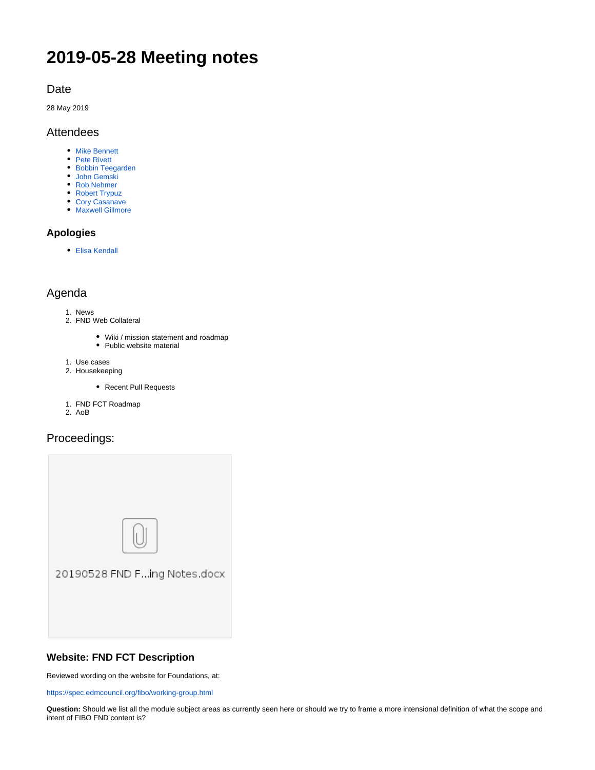# 2019-05-28 Meeting notes

## Date

28 May 2019

## Attendees

- Mike Bennett
- Pete Rivett
- Bobbin Teegarden
- John Gemski
- Rob Nehmer
- Robert Trypuz
- Cory Casanave
- Maxwell Gillmore

### Apologies

- Elisa Kendall

## Agenda

1. News
2. FND Web Collateral
    - Wiki / mission statement and roadmap
    - Public website material
1. Use cases
2. Housekeeping
    - Recent Pull Requests
1. FND FCT Roadmap
2. AoB

## Proceedings:

20190528 FND F...ing Notes.docx

### Website: FND FCT Description

Reviewed wording on the website for Foundations, at:

https://spec.edmcouncil.org/fibo/working-group.html

**Question:** Should we list all the module subject areas as currently seen here or should we try to frame a more intensional definition of what the scope and intent of FIBO FND content is?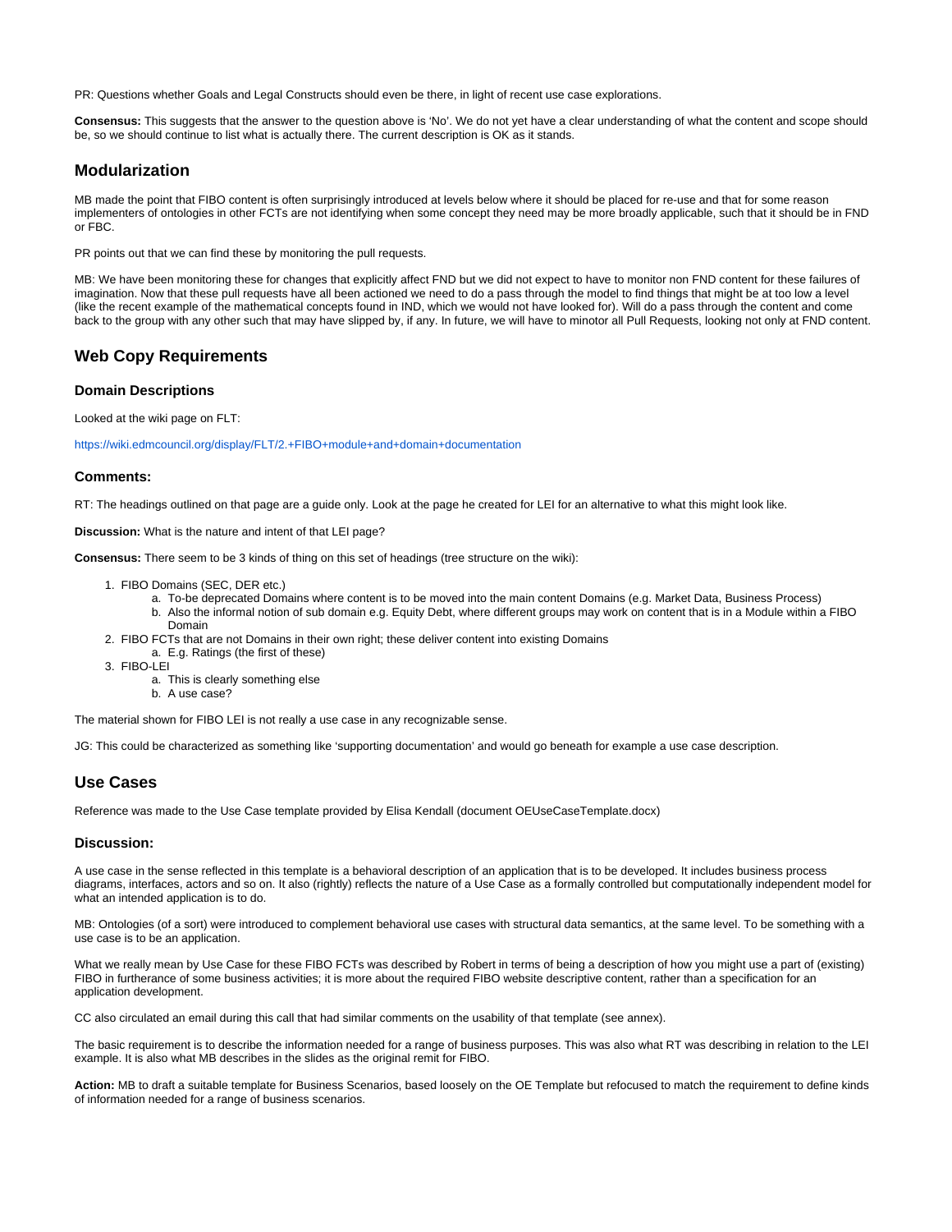PR: Questions whether Goals and Legal Constructs should even be there, in light of recent use case explorations.

**Consensus:** This suggests that the answer to the question above is 'No'. We do not yet have a clear understanding of what the content and scope should be, so we should continue to list what is actually there. The current description is OK as it stands.

## Modularization

MB made the point that FIBO content is often surprisingly introduced at levels below where it should be placed for re-use and that for some reason implementers of ontologies in other FCTs are not identifying when some concept they need may be more broadly applicable, such that it should be in FND or FBC.

PR points out that we can find these by monitoring the pull requests.

MB: We have been monitoring these for changes that explicitly affect FND but we did not expect to have to monitor non FND content for these failures of imagination. Now that these pull requests have all been actioned we need to do a pass through the model to find things that might be at too low a level (like the recent example of the mathematical concepts found in IND, which we would not have looked for). Will do a pass through the content and come back to the group with any other such that may have slipped by, if any. In future, we will have to minotor all Pull Requests, looking not only at FND content.

## Web Copy Requirements

### Domain Descriptions

Looked at the wiki page on FLT:

https://wiki.edmcouncil.org/display/FLT/2.+FIBO+module+and+domain+documentation

### Comments:

RT: The headings outlined on that page are a guide only. Look at the page he created for LEI for an alternative to what this might look like.

**Discussion:** What is the nature and intent of that LEI page?

**Consensus:** There seem to be 3 kinds of thing on this set of headings (tree structure on the wiki):

1. FIBO Domains (SEC, DER etc.)
   a. To-be deprecated Domains where content is to be moved into the main content Domains (e.g. Market Data, Business Process)
   b. Also the informal notion of sub domain e.g. Equity Debt, where different groups may work on content that is in a Module within a FIBO Domain
2. FIBO FCTs that are not Domains in their own right; these deliver content into existing Domains
   a. E.g. Ratings (the first of these)
3. FIBO-LEI
   a. This is clearly something else
   b. A use case?

The material shown for FIBO LEI is not really a use case in any recognizable sense.

JG: This could be characterized as something like 'supporting documentation' and would go beneath for example a use case description.

## Use Cases

Reference was made to the Use Case template provided by Elisa Kendall (document OEUseCaseTemplate.docx)

### Discussion:

A use case in the sense reflected in this template is a behavioral description of an application that is to be developed. It includes business process diagrams, interfaces, actors and so on. It also (rightly) reflects the nature of a Use Case as a formally controlled but computationally independent model for what an intended application is to do.

MB: Ontologies (of a sort) were introduced to complement behavioral use cases with structural data semantics, at the same level. To be something with a use case is to be an application.

What we really mean by Use Case for these FIBO FCTs was described by Robert in terms of being a description of how you might use a part of (existing) FIBO in furtherance of some business activities; it is more about the required FIBO website descriptive content, rather than a specification for an application development.

CC also circulated an email during this call that had similar comments on the usability of that template (see annex).

The basic requirement is to describe the information needed for a range of business purposes. This was also what RT was describing in relation to the LEI example. It is also what MB describes in the slides as the original remit for FIBO.

**Action:** MB to draft a suitable template for Business Scenarios, based loosely on the OE Template but refocused to match the requirement to define kinds of information needed for a range of business scenarios.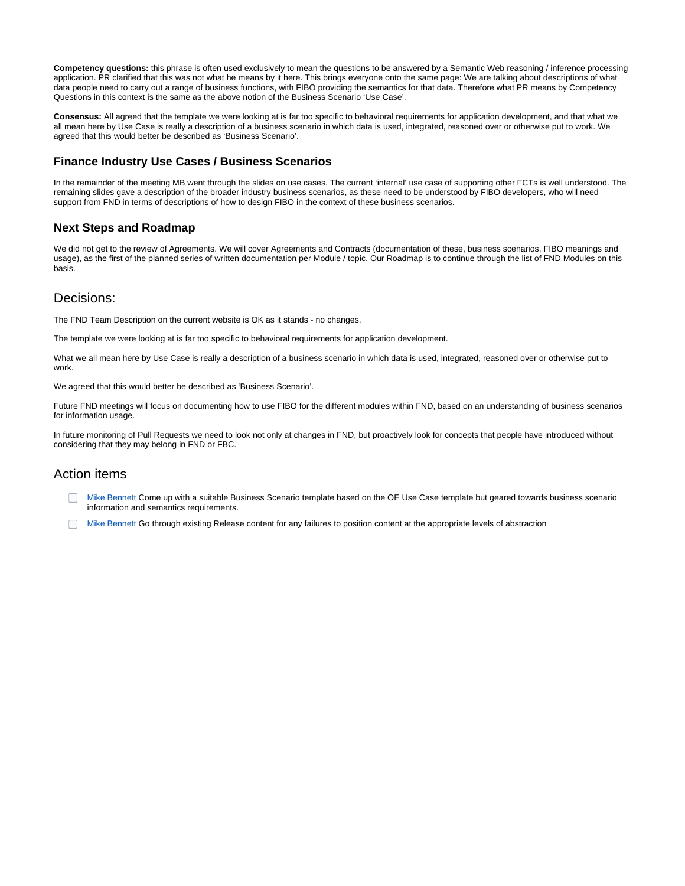**Competency questions:** this phrase is often used exclusively to mean the questions to be answered by a Semantic Web reasoning / inference processing application. PR clarified that this was not what he means by it here. This brings everyone onto the same page: We are talking about descriptions of what data people need to carry out a range of business functions, with FIBO providing the semantics for that data. Therefore what PR means by Competency Questions in this context is the same as the above notion of the Business Scenario 'Use Case'.

**Consensus:** All agreed that the template we were looking at is far too specific to behavioral requirements for application development, and that what we all mean here by Use Case is really a description of a business scenario in which data is used, integrated, reasoned over or otherwise put to work. We agreed that this would better be described as 'Business Scenario'.

### Finance Industry Use Cases / Business Scenarios

In the remainder of the meeting MB went through the slides on use cases. The current 'internal' use case of supporting other FCTs is well understood. The remaining slides gave a description of the broader industry business scenarios, as these need to be understood by FIBO developers, who will need support from FND in terms of descriptions of how to design FIBO in the context of these business scenarios.

### Next Steps and Roadmap

We did not get to the review of Agreements. We will cover Agreements and Contracts (documentation of these, business scenarios, FIBO meanings and usage), as the first of the planned series of written documentation per Module / topic. Our Roadmap is to continue through the list of FND Modules on this basis.

## Decisions:

The FND Team Description on the current website is OK as it stands - no changes.

The template we were looking at is far too specific to behavioral requirements for application development.

What we all mean here by Use Case is really a description of a business scenario in which data is used, integrated, reasoned over or otherwise put to work.

We agreed that this would better be described as 'Business Scenario'.

Future FND meetings will focus on documenting how to use FIBO for the different modules within FND, based on an understanding of business scenarios for information usage.

In future monitoring of Pull Requests we need to look not only at changes in FND, but proactively look for concepts that people have introduced without considering that they may belong in FND or FBC.

## Action items

- [ ] Mike Bennett Come up with a suitable Business Scenario template based on the OE Use Case template but geared towards business scenario information and semantics requirements.
- [ ] Mike Bennett Go through existing Release content for any failures to position content at the appropriate levels of abstraction